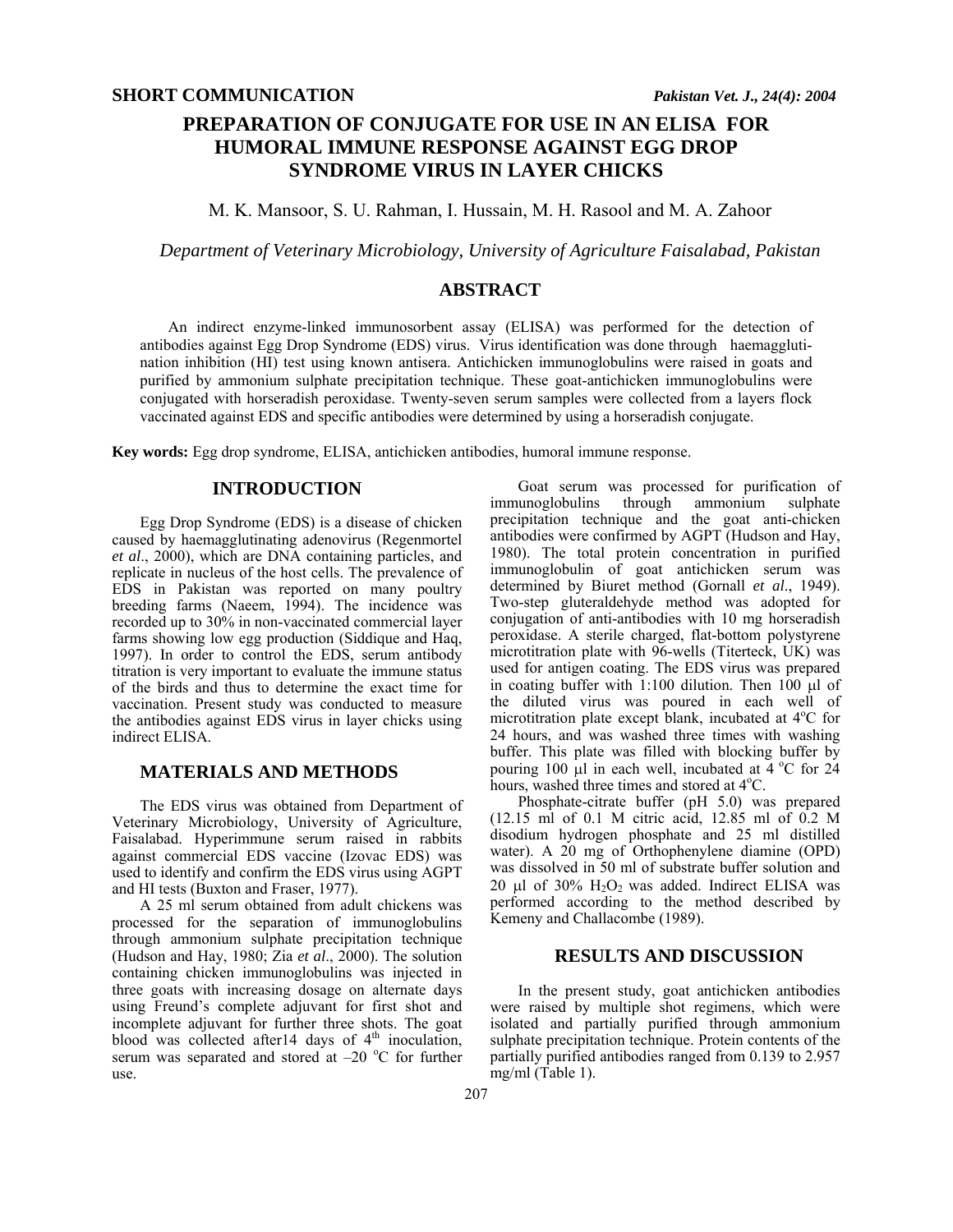**SHORT COMMUNICATION**

# PREPARATION OF CONJUGATE FOR USE IN AN ELISA FOR HUMORAL IMMUNE RESPONSE AGAINST EGG DROP SYNDROME VIRUS IN LAYER CHICKS

M. K. Mansoor, S. U. Rahman, I. Hussain, M. H. Rasool and M. A. Zahoor

*Department of Veterinary Microbiology, University of Agriculture Faisalabad, Pakistan*

## ABSTRACT

An indirect enzyme-linked immunosorbent assay (ELISA) was performed for the detection of antibodies against Egg Drop Syndrome (EDS) virus. Virus identification was done through haemagglutination inhibition (HI) test using known antisera. Antichicken immunoglobulins were raised in goats and purified by ammonium sulphate precipitation technique. These goat-antichicken immunoglobulins were conjugated with horseradish peroxidase. Twenty-seven serum samples were collected from a layers flock vaccinated against EDS and specific antibodies were determined by using a horseradish conjugate.

**Key words:** Egg drop syndrome, ELISA, antichicken antibodies, humoral immune response.

## INTRODUCTION

Egg Drop Syndrome (EDS) is a disease of chicken caused by haemagglutinating adenovirus (Regenmortel *et al*., 2000), which are DNA containing particles, and replicate in nucleus of the host cells. The prevalence of EDS in Pakistan was reported on many poultry breeding farms (Naeem, 1994). The incidence was recorded up to 30% in non-vaccinated commercial layer farms showing low egg production (Siddique and Haq, 1997). In order to control the EDS, serum antibody titration is very important to evaluate the immune status of the birds and thus to determine the exact time for vaccination. Present study was conducted to measure the antibodies against EDS virus in layer chicks using indirect ELISA.

## MATERIALS AND METHODS

The EDS virus was obtained from Department of Veterinary Microbiology, University of Agriculture, Faisalabad. Hyperimmune serum raised in rabbits against commercial EDS vaccine (Izovac EDS) was used to identify and confirm the EDS virus using AGPT and HI tests (Buxton and Fraser, 1977).

A 25 ml serum obtained from adult chickens was processed for the separation of immunoglobulins through ammonium sulphate precipitation technique (Hudson and Hay, 1980; Zia *et al*., 2000). The solution containing chicken immunoglobulins was injected in three goats with increasing dosage on alternate days using Freund's complete adjuvant for first shot and incomplete adjuvant for further three shots. The goat blood was collected after14 days of 4th inoculation, serum was separated and stored at –20 °C for further use.

Goat serum was processed for purification of immunoglobulins through ammonium sulphate precipitation technique and the goat anti-chicken antibodies were confirmed by AGPT (Hudson and Hay, 1980). The total protein concentration in purified immunoglobulin of goat antichicken serum was determined by Biuret method (Gornall *et al*., 1949). Two-step gluteraldehyde method was adopted for conjugation of anti-antibodies with 10 mg horseradish peroxidase. A sterile charged, flat-bottom polystyrene microtitration plate with 96-wells (Titerteck, UK) was used for antigen coating. The EDS virus was prepared in coating buffer with 1:100 dilution. Then 100 µl of the diluted virus was poured in each well of microtitration plate except blank, incubated at 4°C for 24 hours, and was washed three times with washing buffer. This plate was filled with blocking buffer by pouring 100 µl in each well, incubated at 4 °C for 24 hours, washed three times and stored at 4°C.

Phosphate-citrate buffer (pH 5.0) was prepared (12.15 ml of 0.1 M citric acid, 12.85 ml of 0.2 M disodium hydrogen phosphate and 25 ml distilled water). A 20 mg of Orthophenylene diamine (OPD) was dissolved in 50 ml of substrate buffer solution and 20 µl of 30% $H_2O_2$ was added. Indirect ELISA was performed according to the method described by Kemeny and Challacombe (1989).

## RESULTS AND DISCUSSION

In the present study, goat antichicken antibodies were raised by multiple shot regimens, which were isolated and partially purified through ammonium sulphate precipitation technique. Protein contents of the partially purified antibodies ranged from 0.139 to 2.957 mg/ml (Table 1).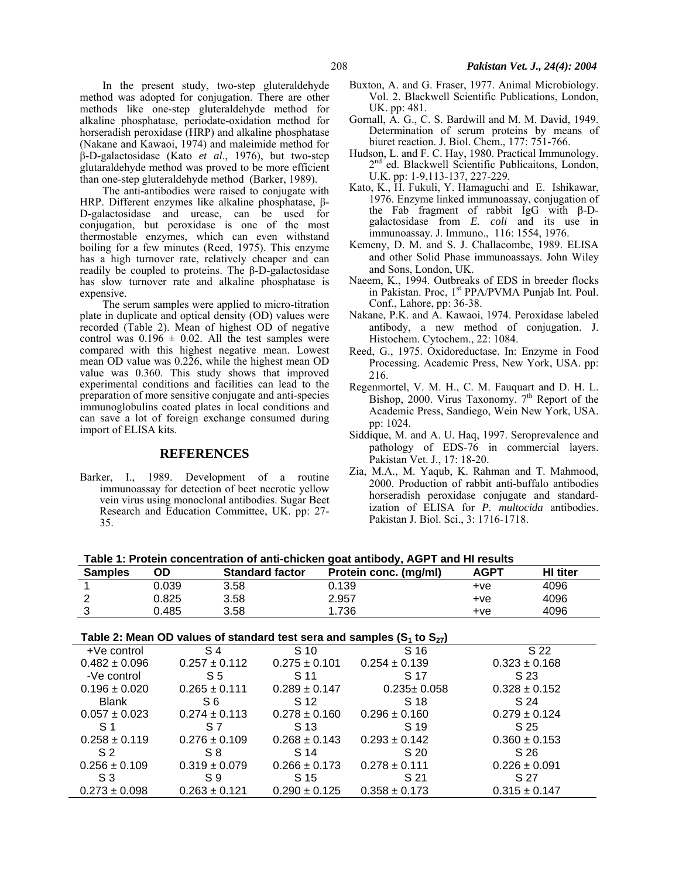In the present study, two-step gluteraldehyde method was adopted for conjugation. There are other methods like one-step gluteraldehyde method for alkaline phosphatase, periodate-oxidation method for horseradish peroxidase (HRP) and alkaline phosphatase (Nakane and Kawaoi, 1974) and maleimide method for β-D-galactosidase (Kato *et al*., 1976), but two-step glutaraldehyde method was proved to be more efficient than one-step gluteraldehyde method (Barker, 1989).

The anti-antibodies were raised to conjugate with HRP. Different enzymes like alkaline phosphatase, β-D-galactosidase and urease, can be used for conjugation, but peroxidase is one of the most thermostable enzymes, which can even withstand boiling for a few minutes (Reed, 1975). This enzyme has a high turnover rate, relatively cheaper and can readily be coupled to proteins. The β-D-galactosidase has slow turnover rate and alkaline phosphatase is expensive.

The serum samples were applied to micro-titration plate in duplicate and optical density (OD) values were recorded (Table 2). Mean of highest OD of negative control was 0.196 ± 0.02. All the test samples were compared with this highest negative mean. Lowest mean OD value was 0.226, while the highest mean OD value was 0.360. This study shows that improved experimental conditions and facilities can lead to the preparation of more sensitive conjugate and anti-species immunoglobulins coated plates in local conditions and can save a lot of foreign exchange consumed during import of ELISA kits.

## REFERENCES

Barker, I., 1989. Development of a routine immunoassay for detection of beet necrotic yellow vein virus using monoclonal antibodies. Sugar Beet Research and Education Committee, UK. pp: 27-35.

Buxton, A. and G. Fraser, 1977. Animal Microbiology. Vol. 2. Blackwell Scientific Publications, London, UK. pp: 481.

Gornall, A. G., C. S. Bardwill and M. M. David, 1949. Determination of serum proteins by means of biuret reaction. J. Biol. Chem., 177: 751-766.

Hudson, L. and F. C. Hay, 1980. Practical Immunology. 2nd ed. Blackwell Scientific Publicaitons, London, U.K. pp: 1-9,113-137, 227-229.

Kato, K., H. Fukuli, Y. Hamaguchi and E. Ishikawar, 1976. Enzyme linked immunoassay, conjugation of the Fab fragment of rabbit IgG with β-D-galactosidase from *E. coli* and its use in immunoassay. J. Immuno., 116: 1554, 1976.

Kemeny, D. M. and S. J. Challacombe, 1989. ELISA and other Solid Phase immunoassays. John Wiley and Sons, London, UK.

Naeem, K., 1994. Outbreaks of EDS in breeder flocks in Pakistan. Proc, 1st PPA/PVMA Punjab Int. Poul. Conf., Lahore, pp: 36-38.

Nakane, P.K. and A. Kawaoi, 1974. Peroxidase labeled antibody, a new method of conjugation. J. Histochem. Cytochem., 22: 1084.

Reed, G., 1975. Oxidoreductase. In: Enzyme in Food Processing. Academic Press, New York, USA. pp: 216.

Regenmortel, V. M. H., C. M. Fauquart and D. H. L. Bishop, 2000. Virus Taxonomy. 7th Report of the Academic Press, Sandiego, Wein New York, USA. pp: 1024.

Siddique, M. and A. U. Haq, 1997. Seroprevalence and pathology of EDS-76 in commercial layers. Pakistan Vet. J., 17: 18-20.

Zia, M.A., M. Yaqub, K. Rahman and T. Mahmood, 2000. Production of rabbit anti-buffalo antibodies horseradish peroxidase conjugate and standardization of ELISA for *P. multocida* antibodies. Pakistan J. Biol. Sci., 3: 1716-1718.

**Table 1: Protein concentration of anti-chicken goat antibody, AGPT and HI results**

| Samples | OD | Standard factor | Protein conc. (mg/ml) | AGPT | HI titer |
|---|---|---|---|---|---|
| 1 | 0.039 | 3.58 | 0.139 | +ve | 4096 |
| 2 | 0.825 | 3.58 | 2.957 | +ve | 4096 |
| 3 | 0.485 | 3.58 | 1.736 | +ve | 4096 |

**Table 2: Mean OD values of standard test sera and samples ($S_1$ to $S_{27}$)**

| | | | | |
|---|---|---|---|---|
| +Ve control | S 4 | S 10 | S 16 | S 22 |
| 0.482 ± 0.096 | 0.257 ± 0.112 | 0.275 ± 0.101 | 0.254 ± 0.139 | 0.323 ± 0.168 |
| -Ve control | S 5 | S 11 | S 17 | S 23 |
| 0.196 ± 0.020 | 0.265 ± 0.111 | 0.289 ± 0.147 | 0.235± 0.058 | 0.328 ± 0.152 |
| Blank | S 6 | S 12 | S 18 | S 24 |
| 0.057 ± 0.023 | 0.274 ± 0.113 | 0.278 ± 0.160 | 0.296 ± 0.160 | 0.279 ± 0.124 |
| S 1 | S 7 | S 13 | S 19 | S 25 |
| 0.258 ± 0.119 | 0.276 ± 0.109 | 0.268 ± 0.143 | 0.293 ± 0.142 | 0.360 ± 0.153 |
| S 2 | S 8 | S 14 | S 20 | S 26 |
| 0.256 ± 0.109 | 0.319 ± 0.079 | 0.266 ± 0.173 | 0.278 ± 0.111 | 0.226 ± 0.091 |
| S 3 | S 9 | S 15 | S 21 | S 27 |
| 0.273 ± 0.098 | 0.263 ± 0.121 | 0.290 ± 0.125 | 0.358 ± 0.173 | 0.315 ± 0.147 |